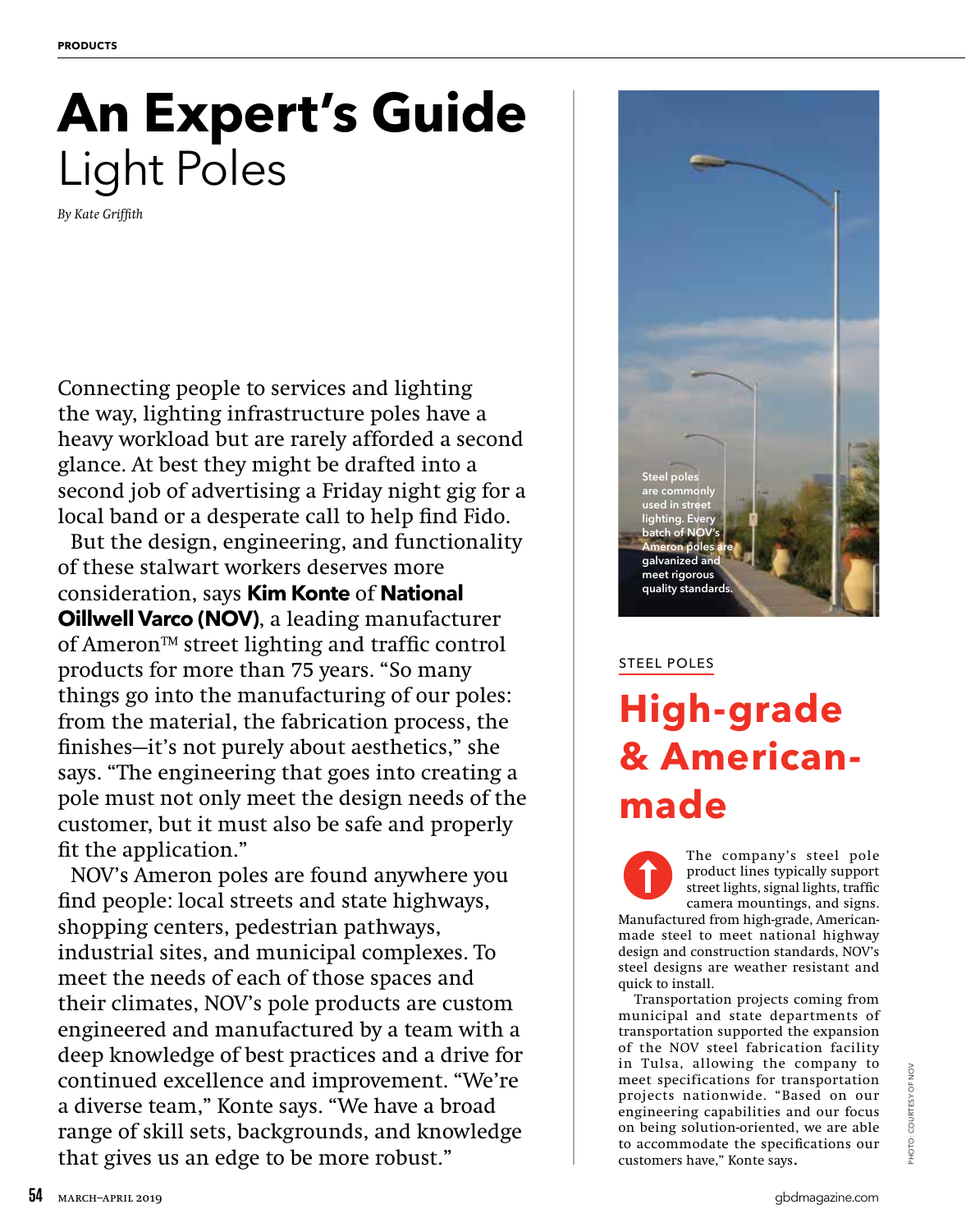# An Expert's Guide
## Light Poles

*By Kate Griffith*

Connecting people to services and lighting the way, lighting infrastructure poles have a heavy workload but are rarely afforded a second glance. At best they might be drafted into a second job of advertising a Friday night gig for a local band or a desperate call to help find Fido.

But the design, engineering, and functionality of these stalwart workers deserves more consideration, says **Kim Konte** of **National Oilwell Varco (NOV)**, a leading manufacturer of Ameron™ street lighting and traffic control products for more than 75 years. "So many things go into the manufacturing of our poles: from the material, the fabrication process, the finishes—it's not purely about aesthetics," she says. "The engineering that goes into creating a pole must not only meet the design needs of the customer, but it must also be safe and properly fit the application."

NOV's Ameron poles are found anywhere you find people: local streets and state highways, shopping centers, pedestrian pathways, industrial sites, and municipal complexes. To meet the needs of each of those spaces and their climates, NOV's pole products are custom engineered and manufactured by a team with a deep knowledge of best practices and a drive for continued excellence and improvement. "We're a diverse team," Konte says. "We have a broad range of skill sets, backgrounds, and knowledge that gives us an edge to be more robust."

Steel poles are commonly used in street lighting. Every batch of NOV's Ameron poles are galvanized and meet rigorous quality standards.

STEEL POLES

### High-grade & American-made

The company's steel pole product lines typically support street lights, signal lights, traffic camera mountings, and signs. Manufactured from high-grade, American-made steel to meet national highway design and construction standards, NOV's steel designs are weather resistant and quick to install.

Transportation projects coming from municipal and state departments of transportation supported the expansion of the NOV steel fabrication facility in Tulsa, allowing the company to meet specifications for transportation projects nationwide. "Based on our engineering capabilities and our focus on being solution-oriented, we are able to accommodate the specifications our customers have," Konte says.

PHOTO: COURTESY OF NOV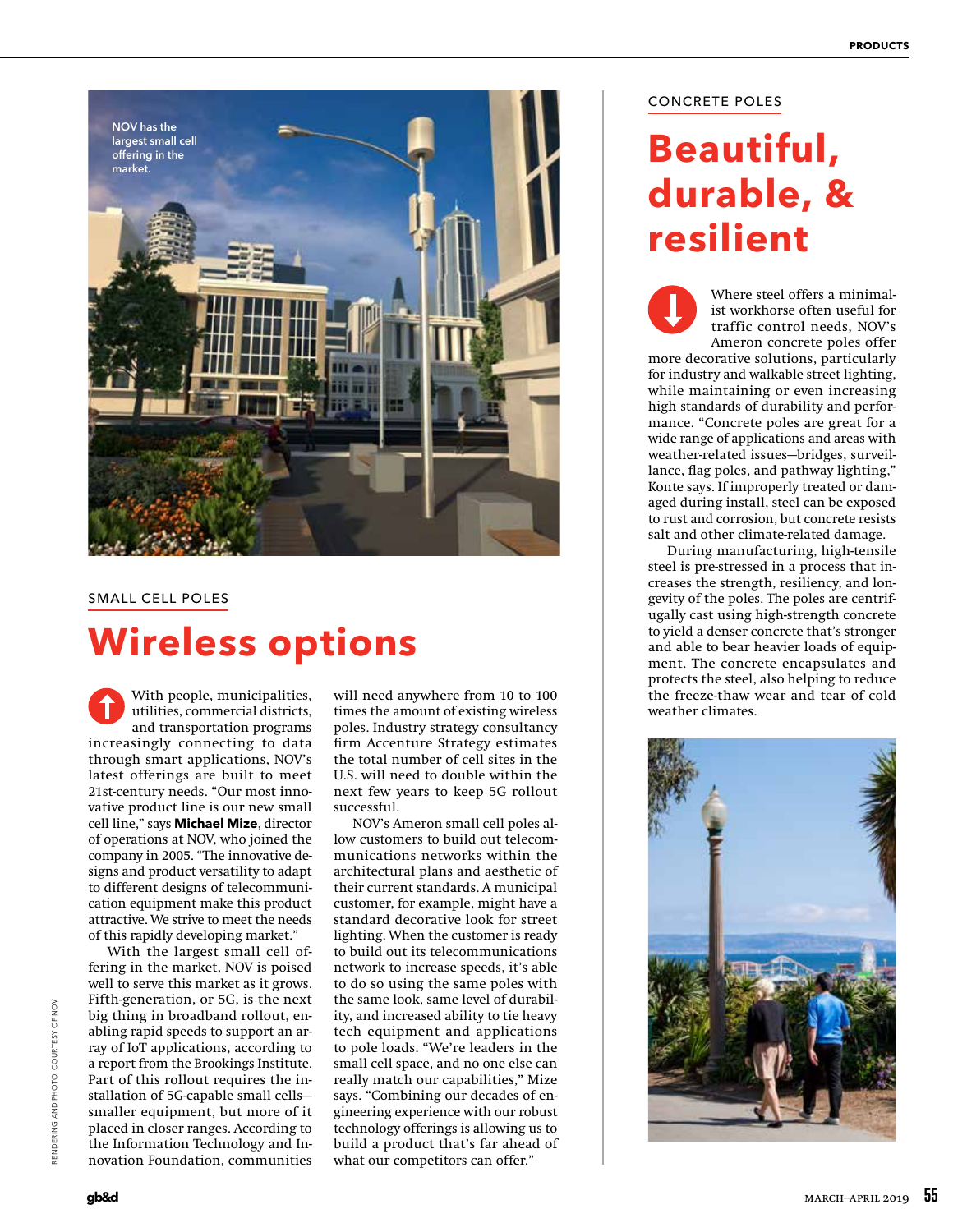NOV has the largest small cell offering in the market.

SMALL CELL POLES

# Wireless options

With people, municipalities, utilities, commercial districts, and transportation programs increasingly connecting to data through smart applications, NOV's latest offerings are built to meet 21st-century needs. "Our most innovative product line is our new small cell line," says **Michael Mize**, director of operations at NOV, who joined the company in 2005. "The innovative designs and product versatility to adapt to different designs of telecommunication equipment make this product attractive. We strive to meet the needs of this rapidly developing market."

With the largest small cell offering in the market, NOV is poised well to serve this market as it grows. Fifth-generation, or 5G, is the next big thing in broadband rollout, enabling rapid speeds to support an array of IoT applications, according to a report from the Brookings Institute. Part of this rollout requires the installation of 5G-capable small cells—smaller equipment, but more of it placed in closer ranges. According to the Information Technology and Innovation Foundation, communities will need anywhere from 10 to 100 times the amount of existing wireless poles. Industry strategy consultancy firm Accenture Strategy estimates the total number of cell sites in the U.S. will need to double within the next few years to keep 5G rollout successful.

NOV's Ameron small cell poles allow customers to build out telecommunications networks within the architectural plans and aesthetic of their current standards. A municipal customer, for example, might have a standard decorative look for street lighting. When the customer is ready to build out its telecommunications network to increase speeds, it's able to do so using the same poles with the same look, same level of durability, and increased ability to tie heavy tech equipment and applications to pole loads. "We're leaders in the small cell space, and no one else can really match our capabilities," Mize says. "Combining our decades of engineering experience with our robust technology offerings is allowing us to build a product that's far ahead of what our competitors can offer."

CONCRETE POLES

# Beautiful, durable, & resilient

Where steel offers a minimalist workhorse often useful for traffic control needs, NOV's Ameron concrete poles offer more decorative solutions, particularly for industry and walkable street lighting, while maintaining or even increasing high standards of durability and performance. "Concrete poles are great for a wide range of applications and areas with weather-related issues—bridges, surveillance, flag poles, and pathway lighting," Konte says. If improperly treated or damaged during install, steel can be exposed to rust and corrosion, but concrete resists salt and other climate-related damage.

During manufacturing, high-tensile steel is pre-stressed in a process that increases the strength, resiliency, and longevity of the poles. The poles are centrifugally cast using high-strength concrete to yield a denser concrete that's stronger and able to bear heavier loads of equipment. The concrete encapsulates and protects the steel, also helping to reduce the freeze-thaw wear and tear of cold weather climates.

RENDERING AND PHOTO: COURTESY OF NOV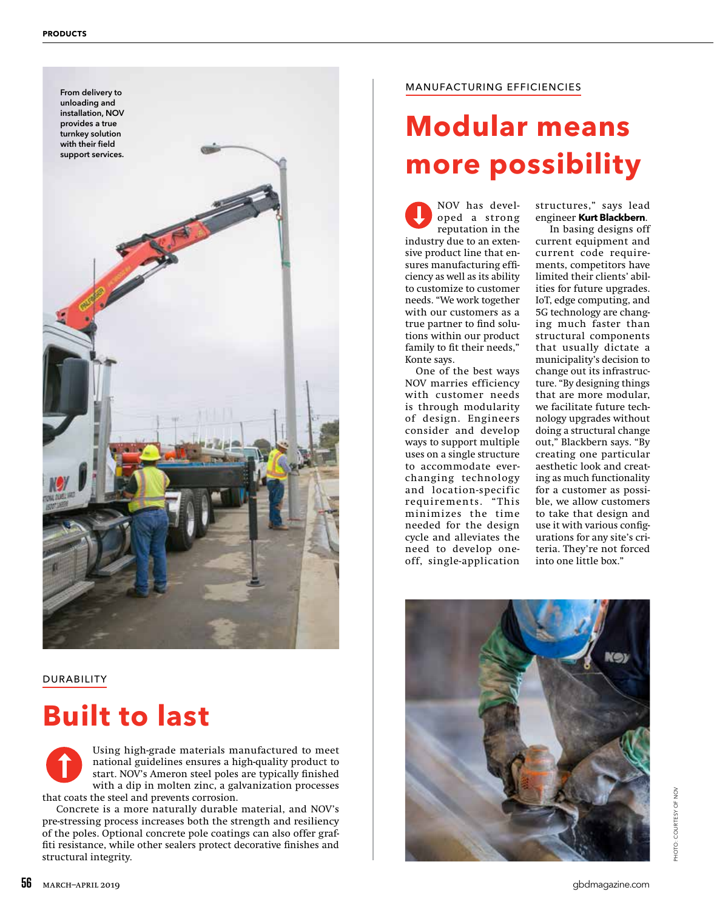From delivery to unloading and installation, NOV provides a true turnkey solution with their field support services.

## MANUFACTURING EFFICIENCIES

# Modular means more possibility

NOV has developed a strong reputation in the industry due to an extensive product line that ensures manufacturing efficiency as well as its ability to customize to customer needs. "We work together with our customers as a true partner to find solutions within our product family to fit their needs," Konte says.

One of the best ways NOV marries efficiency with customer needs is through modularity of design. Engineers consider and develop ways to support multiple uses on a single structure to accommodate ever-changing technology and location-specific requirements. "This minimizes the time needed for the design cycle and alleviates the need to develop one-off, single-application structures," says lead engineer **Kurt Blackbern**.

In basing designs off current equipment and current code requirements, competitors have limited their clients' abilities for future upgrades. IoT, edge computing, and 5G technology are changing much faster than structural components that usually dictate a municipality's decision to change out its infrastructure. "By designing things that are more modular, we facilitate future technology upgrades without doing a structural change out," Blackbern says. "By creating one particular aesthetic look and creating as much functionality for a customer as possible, we allow customers to take that design and use it with various configurations for any site's criteria. They're not forced into one little box."

## DURABILITY

# Built to last

Using high-grade materials manufactured to meet national guidelines ensures a high-quality product to start. NOV's Ameron steel poles are typically finished with a dip in molten zinc, a galvanization processes that coats the steel and prevents corrosion.

Concrete is a more naturally durable material, and NOV's pre-stressing process increases both the strength and resiliency of the poles. Optional concrete pole coatings can also offer graffiti resistance, while other sealers protect decorative finishes and structural integrity.

PHOTO: COURTESY OF NOV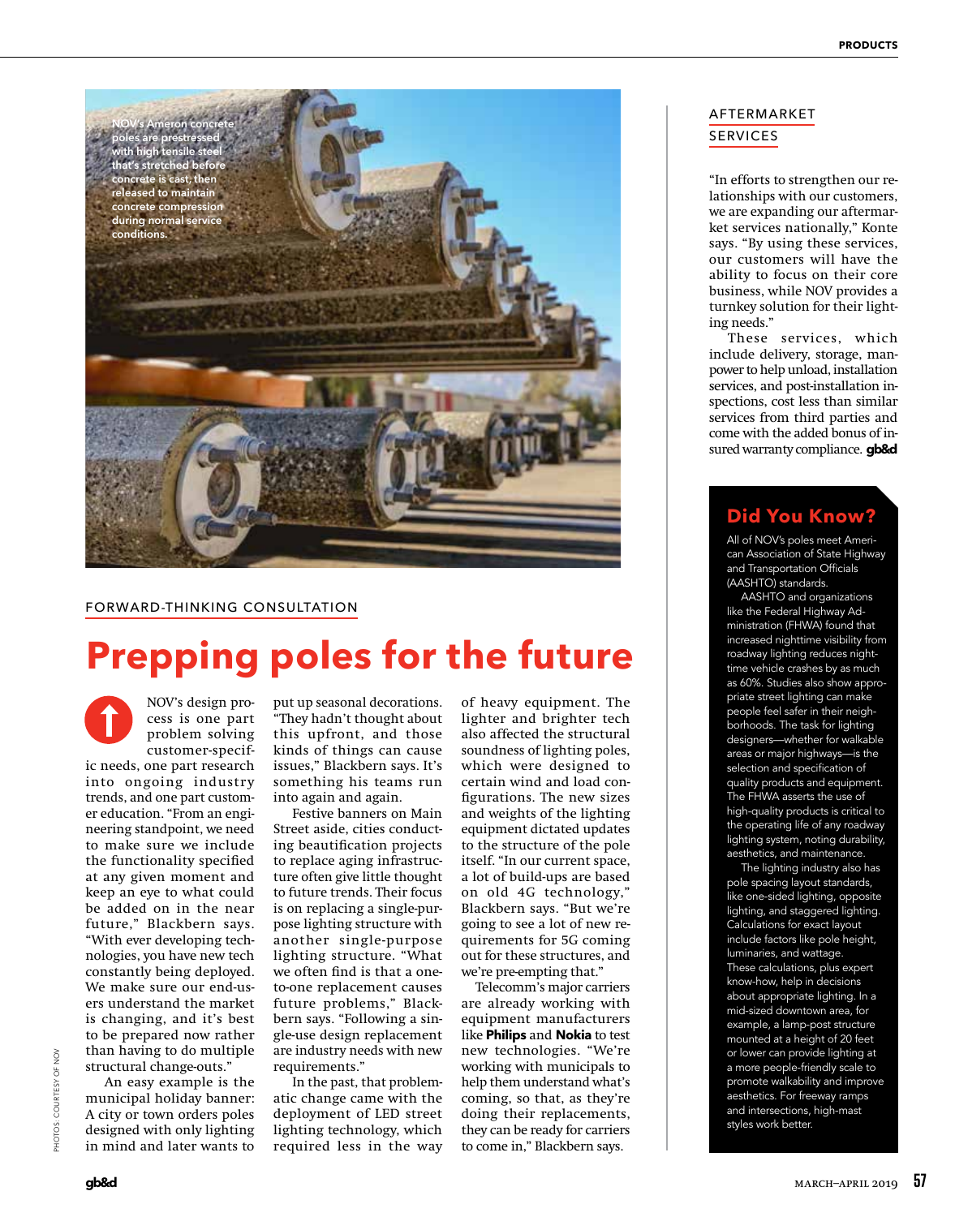NOV's Ameron concrete poles are prestressed with high tensile steel that's stretched before concrete is cast, then released to maintain concrete compression during normal service conditions.

FORWARD-THINKING CONSULTATION

# Prepping poles for the future

NOV's design process is one part problem solving customer-specific needs, one part research into ongoing industry trends, and one part customer education. "From an engineering standpoint, we need to make sure we include the functionality specified at any given moment and keep an eye to what could be added on in the near future," Blackbern says. "With ever developing technologies, you have new tech constantly being deployed. We make sure our end-users understand the market is changing, and it's best to be prepared now rather than having to do multiple structural change-outs."

An easy example is the municipal holiday banner: A city or town orders poles designed with only lighting in mind and later wants to put up seasonal decorations. "They hadn't thought about this upfront, and those kinds of things can cause issues," Blackbern says. It's something his teams run into again and again.

Festive banners on Main Street aside, cities conducting beautification projects to replace aging infrastructure often give little thought to future trends. Their focus is on replacing a single-purpose lighting structure with another single-purpose lighting structure. "What we often find is that a one-to-one replacement causes future problems," Blackbern says. "Following a single-use design replacement are industry needs with new requirements."

In the past, that problematic change came with the deployment of LED street lighting technology, which required less in the way of heavy equipment. The lighter and brighter tech also affected the structural soundness of lighting poles, which were designed to certain wind and load configurations. The new sizes and weights of the lighting equipment dictated updates to the structure of the pole itself. "In our current space, a lot of build-ups are based on old 4G technology," Blackbern says. "But we're going to see a lot of new requirements for 5G coming out for these structures, and we're pre-empting that."

Telecomm's major carriers are already working with equipment manufacturers like **Philips** and **Nokia** to test new technologies. "We're working with municipals to help them understand what's coming, so that, as they're doing their replacements, they can be ready for carriers to come in," Blackbern says.

## AFTERMARKET SERVICES

"In efforts to strengthen our relationships with our customers, we are expanding our aftermarket services nationally," Konte says. "By using these services, our customers will have the ability to focus on their core business, while NOV provides a turnkey solution for their lighting needs."

These services, which include delivery, storage, manpower to help unload, installation services, and post-installation inspections, cost less than similar services from third parties and come with the added bonus of insured warranty compliance. **gb&d**

## Did You Know?

All of NOV's poles meet American Association of State Highway and Transportation Officials (AASHTO) standards.

AASHTO and organizations like the Federal Highway Administration (FHWA) found that increased nighttime visibility from roadway lighting reduces nighttime vehicle crashes by as much as 60%. Studies also show appropriate street lighting can make people feel safer in their neighborhoods. The task for lighting designers—whether for walkable areas or major highways—is the selection and specification of quality products and equipment. The FHWA asserts the use of high-quality products is critical to the operating life of any roadway lighting system, noting durability, aesthetics, and maintenance.

The lighting industry also has pole spacing layout standards, like one-sided lighting, opposite lighting, and staggered lighting. Calculations for exact layout include factors like pole height, luminaries, and wattage. These calculations, plus expert know-how, help in decisions about appropriate lighting. In a mid-sized downtown area, for example, a lamp-post structure mounted at a height of 20 feet or lower can provide lighting at a more people-friendly scale to promote walkability and improve aesthetics. For freeway ramps and intersections, high-mast styles work better.

PHOTOS: COURTESY OF NOV